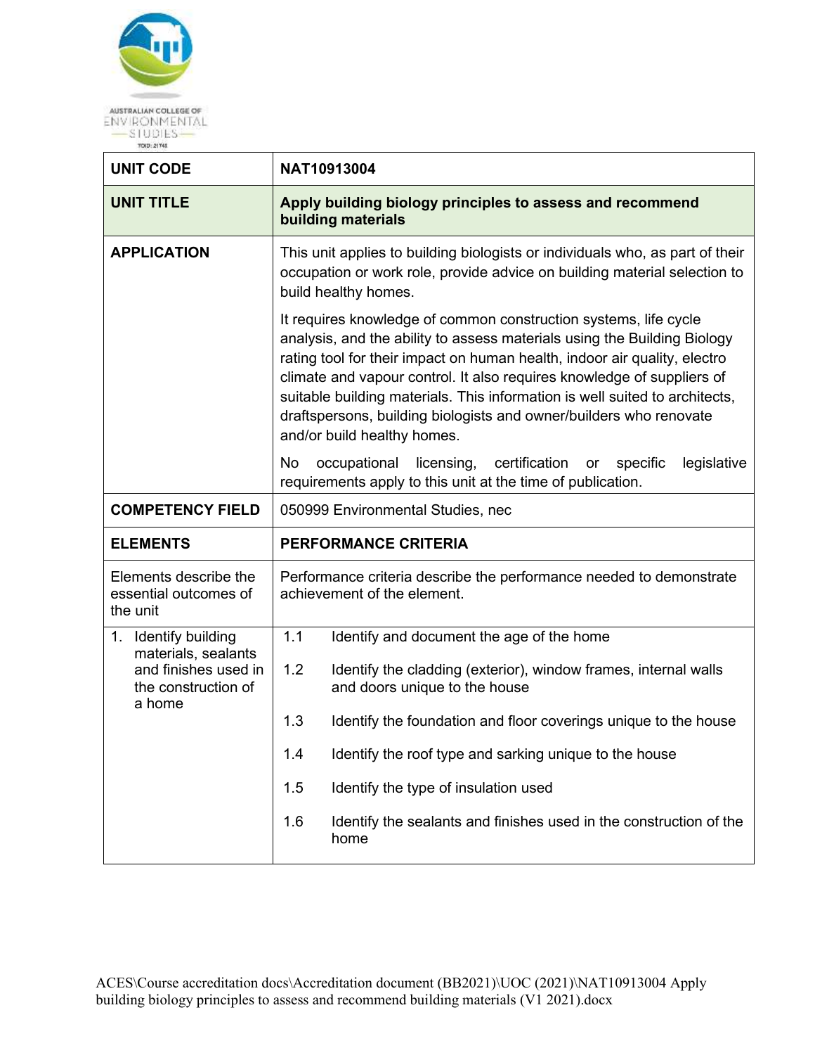AUSTRALIAN COLLEGE OF ENVIRONMENTAL STUDIES

TOID: 21745

| UNIT CODE | NAT10913004 |
|---|---|
| **UNIT TITLE** | **Apply building biology principles to assess and recommend building materials** |
| **APPLICATION** | This unit applies to building biologists or individuals who, as part of their occupation or work role, provide advice on building material selection to build healthy homes.<br><br>It requires knowledge of common construction systems, life cycle analysis, and the ability to assess materials using the Building Biology rating tool for their impact on human health, indoor air quality, electro climate and vapour control. It also requires knowledge of suppliers of suitable building materials. This information is well suited to architects, draftspersons, building biologists and owner/builders who renovate and/or build healthy homes.<br><br>No occupational licensing, certification or specific legislative requirements apply to this unit at the time of publication. |
| **COMPETENCY FIELD** | 050999 Environmental Studies, nec |
| **ELEMENTS** | **PERFORMANCE CRITERIA** |
| Elements describe the essential outcomes of the unit | Performance criteria describe the performance needed to demonstrate achievement of the element. |
| 1. Identify building materials, sealants and finishes used in the construction of a home | 1.1 Identify and document the age of the home<br><br>1.2 Identify the cladding (exterior), window frames, internal walls and doors unique to the house<br><br>1.3 Identify the foundation and floor coverings unique to the house<br><br>1.4 Identify the roof type and sarking unique to the house<br><br>1.5 Identify the type of insulation used<br><br>1.6 Identify the sealants and finishes used in the construction of the home |

ACES\Course accreditation docs\Accreditation document (BB2021)\UOC (2021)\NAT10913004 Apply building biology principles to assess and recommend building materials (V1 2021).docx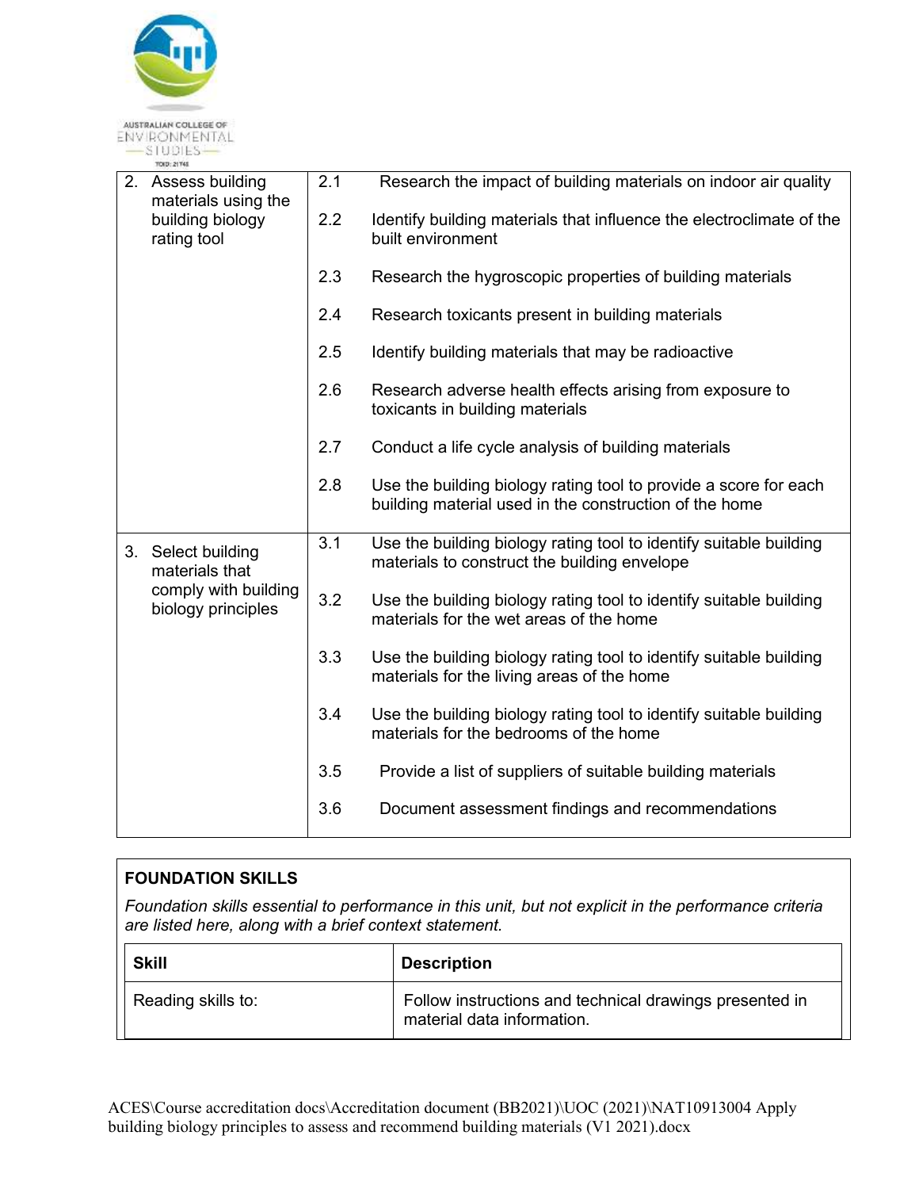| | |
|---|---|
| 2. Assess building materials using the building biology rating tool | 2.1 Research the impact of building materials on indoor air quality<br><br>2.2 Identify building materials that influence the electroclimate of the built environment<br><br>2.3 Research the hygroscopic properties of building materials<br><br>2.4 Research toxicants present in building materials<br><br>2.5 Identify building materials that may be radioactive<br><br>2.6 Research adverse health effects arising from exposure to toxicants in building materials<br><br>2.7 Conduct a life cycle analysis of building materials<br><br>2.8 Use the building biology rating tool to provide a score for each building material used in the construction of the home |
| 3. Select building materials that comply with building biology principles | 3.1 Use the building biology rating tool to identify suitable building materials to construct the building envelope<br><br>3.2 Use the building biology rating tool to identify suitable building materials for the wet areas of the home<br><br>3.3 Use the building biology rating tool to identify suitable building materials for the living areas of the home<br><br>3.4 Use the building biology rating tool to identify suitable building materials for the bedrooms of the home<br><br>3.5 Provide a list of suppliers of suitable building materials<br><br>3.6 Document assessment findings and recommendations |

**FOUNDATION SKILLS**

*Foundation skills essential to performance in this unit, but not explicit in the performance criteria are listed here, along with a brief context statement.*

| Skill | Description |
|---|---|
| Reading skills to: | Follow instructions and technical drawings presented in material data information. |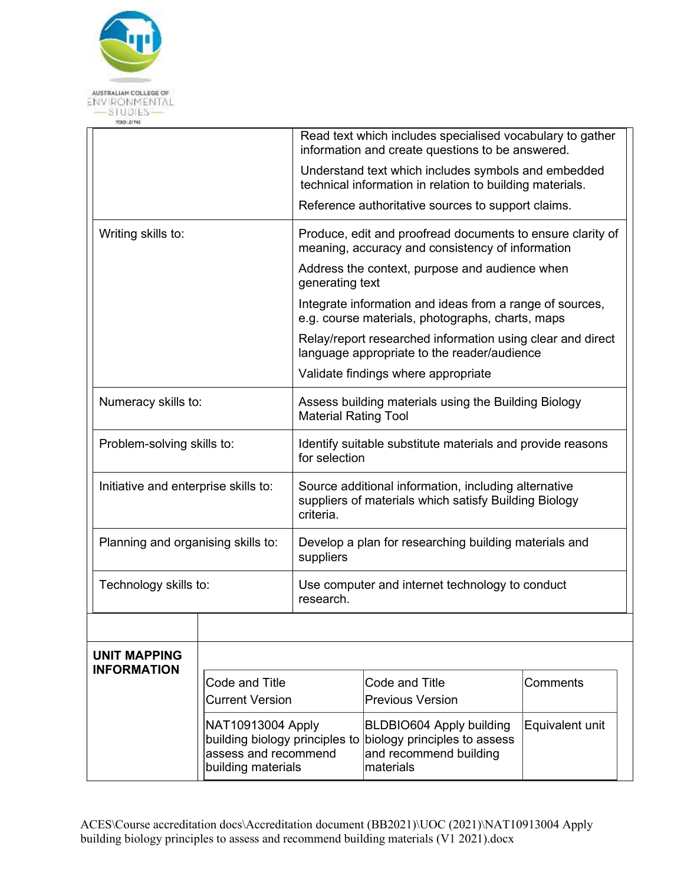| | |
|---|---|
| | Read text which includes specialised vocabulary to gather information and create questions to be answered.<br>Understand text which includes symbols and embedded technical information in relation to building materials.<br>Reference authoritative sources to support claims. |
| Writing skills to: | Produce, edit and proofread documents to ensure clarity of meaning, accuracy and consistency of information<br>Address the context, purpose and audience when generating text<br>Integrate information and ideas from a range of sources, e.g. course materials, photographs, charts, maps<br>Relay/report researched information using clear and direct language appropriate to the reader/audience<br>Validate findings where appropriate |
| Numeracy skills to: | Assess building materials using the Building Biology Material Rating Tool |
| Problem-solving skills to: | Identify suitable substitute materials and provide reasons for selection |
| Initiative and enterprise skills to: | Source additional information, including alternative suppliers of materials which satisfy Building Biology criteria. |
| Planning and organising skills to: | Develop a plan for researching building materials and suppliers |
| Technology skills to: | Use computer and internet technology to conduct research. |

**UNIT MAPPING INFORMATION**

| Code and Title Current Version | Code and Title Previous Version | Comments |
|---|---|---|
| NAT10913004 Apply building biology principles to assess and recommend building materials | BLDBIO604 Apply building biology principles to assess and recommend building materials | Equivalent unit |

ACES\Course accreditation docs\Accreditation document (BB2021)\UOC (2021)\NAT10913004 Apply building biology principles to assess and recommend building materials (V1 2021).docx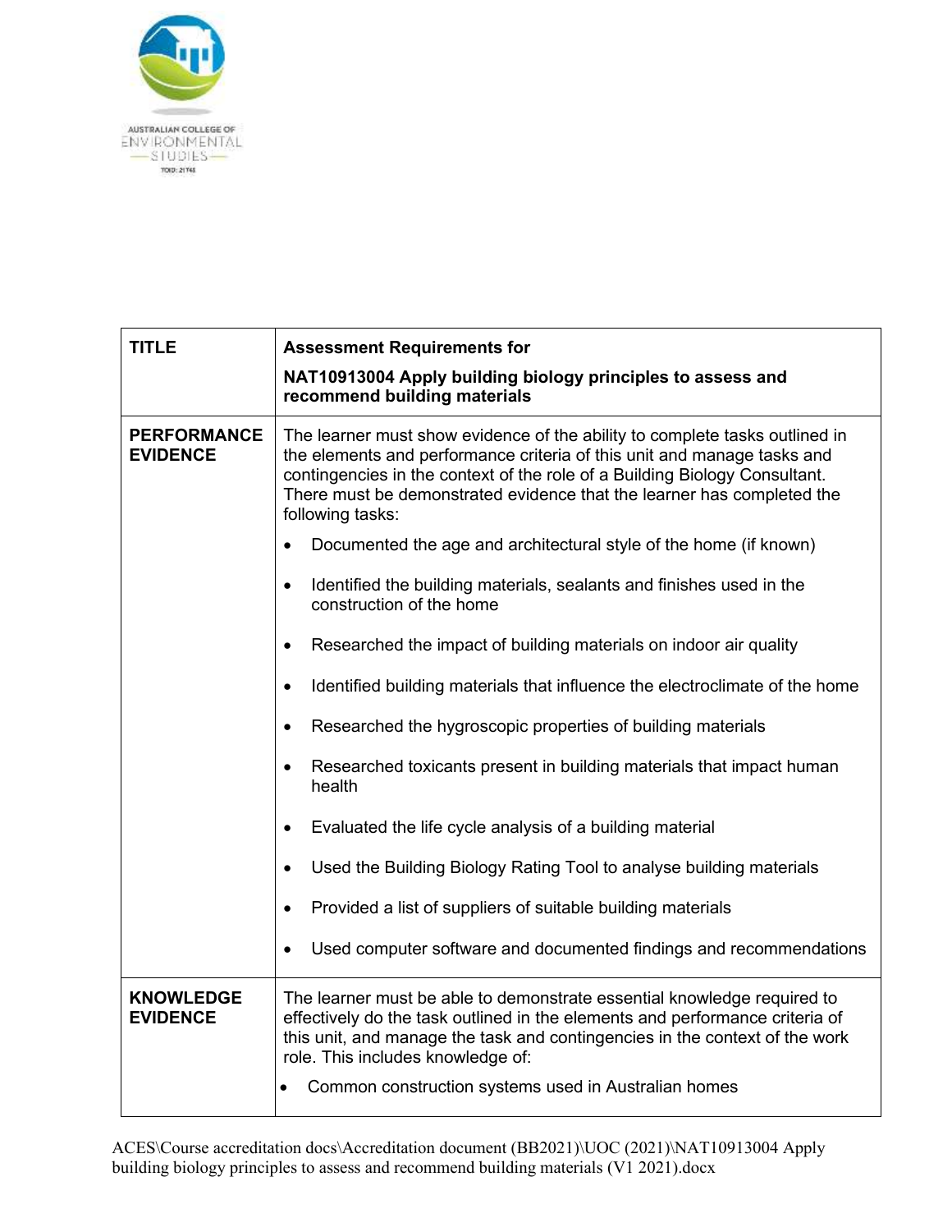| TITLE | **Assessment Requirements for**<br><br>**NAT10913004 Apply building biology principles to assess and recommend building materials** |
|---|---|
| **PERFORMANCE EVIDENCE** | The learner must show evidence of the ability to complete tasks outlined in the elements and performance criteria of this unit and manage tasks and contingencies in the context of the role of a Building Biology Consultant. There must be demonstrated evidence that the learner has completed the following tasks:<br><br>• Documented the age and architectural style of the home (if known)<br><br>• Identified the building materials, sealants and finishes used in the construction of the home<br><br>• Researched the impact of building materials on indoor air quality<br><br>• Identified building materials that influence the electroclimate of the home<br><br>• Researched the hygroscopic properties of building materials<br><br>• Researched toxicants present in building materials that impact human health<br><br>• Evaluated the life cycle analysis of a building material<br><br>• Used the Building Biology Rating Tool to analyse building materials<br><br>• Provided a list of suppliers of suitable building materials<br><br>• Used computer software and documented findings and recommendations |
| **KNOWLEDGE EVIDENCE** | The learner must be able to demonstrate essential knowledge required to effectively do the task outlined in the elements and performance criteria of this unit, and manage the task and contingencies in the context of the work role. This includes knowledge of:<br><br>• Common construction systems used in Australian homes |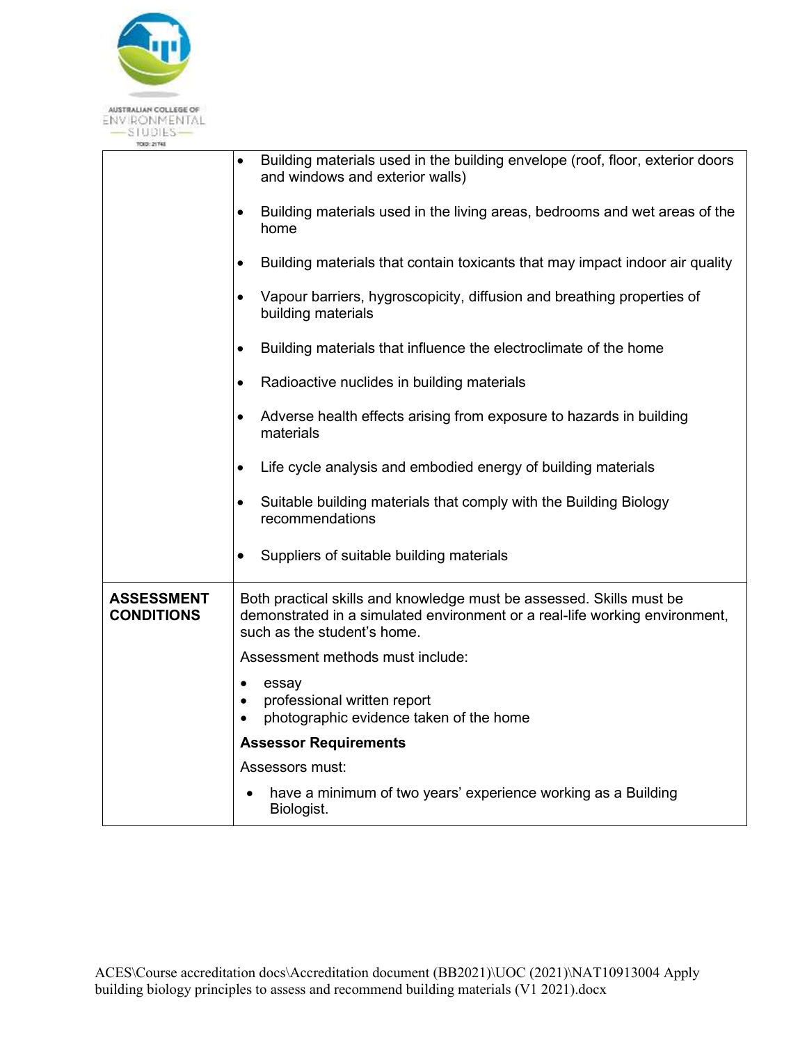| | |
|---|---|
| | • Building materials used in the building envelope (roof, floor, exterior doors and windows and exterior walls)<br>• Building materials used in the living areas, bedrooms and wet areas of the home<br>• Building materials that contain toxicants that may impact indoor air quality<br>• Vapour barriers, hygroscopicity, diffusion and breathing properties of building materials<br>• Building materials that influence the electroclimate of the home<br>• Radioactive nuclides in building materials<br>• Adverse health effects arising from exposure to hazards in building materials<br>• Life cycle analysis and embodied energy of building materials<br>• Suitable building materials that comply with the Building Biology recommendations<br>• Suppliers of suitable building materials |
| **ASSESSMENT CONDITIONS** | Both practical skills and knowledge must be assessed. Skills must be demonstrated in a simulated environment or a real-life working environment, such as the student's home.<br>Assessment methods must include:<br>• essay<br>• professional written report<br>• photographic evidence taken of the home<br>**Assessor Requirements**<br>Assessors must:<br>• have a minimum of two years' experience working as a Building Biologist. |

ACES\Course accreditation docs\Accreditation document (BB2021)\UOC (2021)\NAT10913004 Apply building biology principles to assess and recommend building materials (V1 2021).docx